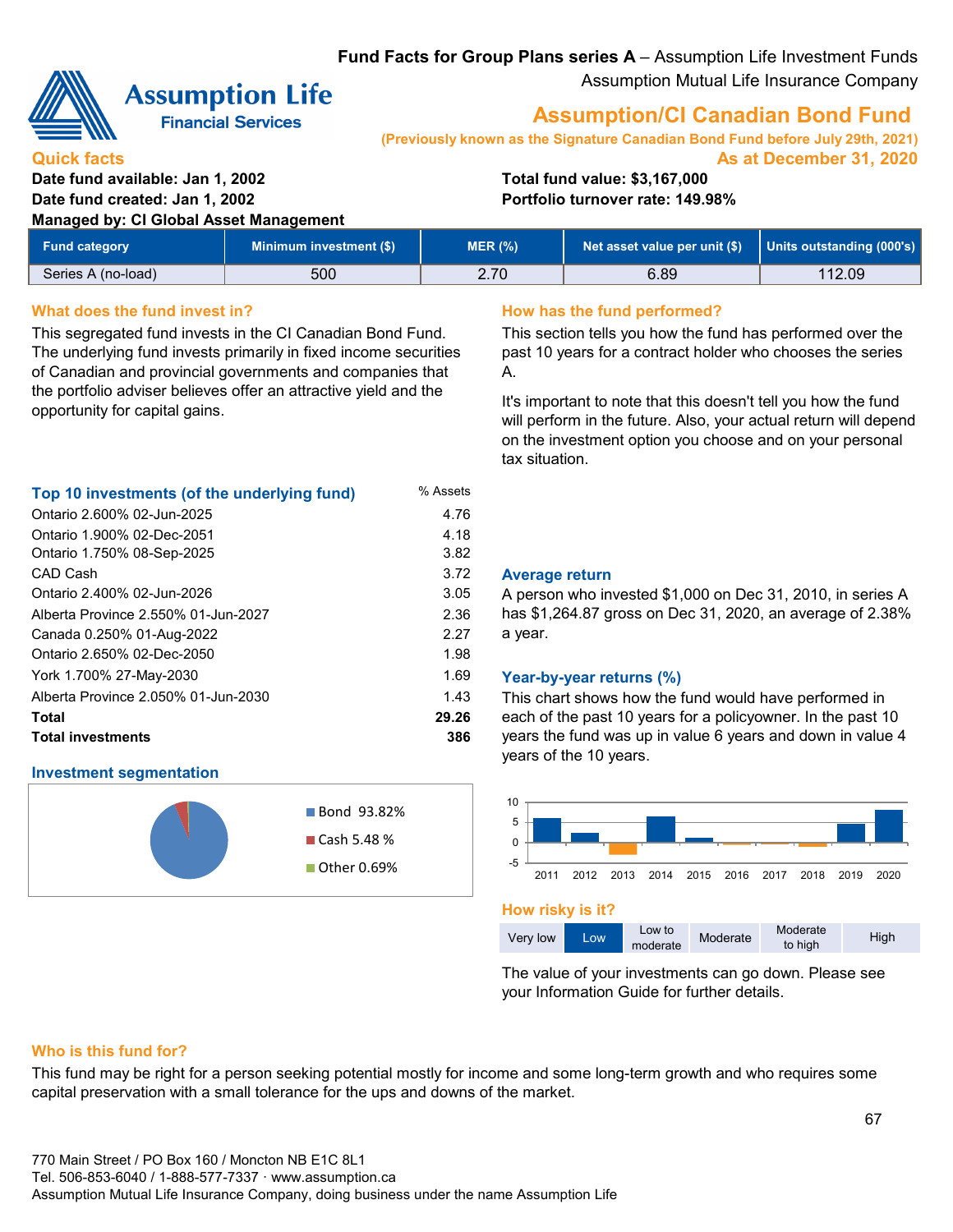**Fund Facts for Group Plans series A** – Assumption Life Investment Funds

Assumption Mutual Life Insurance Company

# Assumption/CI Canadian Bond Fund

**(Previously known as the Signature Canadian Bond Fund before July 29th, 2021)**

## Quick facts

**As at December 31, 2020**

**Date fund available: Jan 1, 2002**
**Date fund created: Jan 1, 2002**
**Managed by: CI Global Asset Management**

**Total fund value: $3,167,000**
**Portfolio turnover rate: 149.98%**

| Fund category | Minimum investment ($) | MER (%) | Net asset value per unit ($) | Units outstanding (000's) |
|---|---|---|---|---|
| Series A (no-load) | 500 | 2.70 | 6.89 | 112.09 |

## What does the fund invest in?

This segregated fund invests in the CI Canadian Bond Fund. The underlying fund invests primarily in fixed income securities of Canadian and provincial governments and companies that the portfolio adviser believes offer an attractive yield and the opportunity for capital gains.

### Top 10 investments (of the underlying fund)

| | % Assets |
|---|---|
| Ontario 2.600% 02-Jun-2025 | 4.76 |
| Ontario 1.900% 02-Dec-2051 | 4.18 |
| Ontario 1.750% 08-Sep-2025 | 3.82 |
| CAD Cash | 3.72 |
| Ontario 2.400% 02-Jun-2026 | 3.05 |
| Alberta Province 2.550% 01-Jun-2027 | 2.36 |
| Canada 0.250% 01-Aug-2022 | 2.27 |
| Ontario 2.650% 02-Dec-2050 | 1.98 |
| York 1.700% 27-May-2030 | 1.69 |
| Alberta Province 2.050% 01-Jun-2030 | 1.43 |
| **Total** | **29.26** |
| **Total investments** | **386** |

### Investment segmentation

- Bond 93.82%
- Cash 5.48 %
- Other 0.69%

## How has the fund performed?

This section tells you how the fund has performed over the past 10 years for a contract holder who chooses the series A.

It's important to note that this doesn't tell you how the fund will perform in the future. Also, your actual return will depend on the investment option you choose and on your personal tax situation.

### Average return

A person who invested $1,000 on Dec 31, 2010, in series A has $1,264.87 gross on Dec 31, 2020, an average of 2.38% a year.

### Year-by-year returns (%)

This chart shows how the fund would have performed in each of the past 10 years for a policyowner. In the past 10 years the fund was up in value 6 years and down in value 4 years of the 10 years.

## How risky is it?

| Very low | **Low** | Low to moderate | Moderate | Moderate to high | High |
|---|---|---|---|---|---|

The value of your investments can go down. Please see your Information Guide for further details.

## Who is this fund for?

This fund may be right for a person seeking potential mostly for income and some long-term growth and who requires some capital preservation with a small tolerance for the ups and downs of the market.

770 Main Street / PO Box 160 / Moncton NB E1C 8L1
Tel. 506-853-6040 / 1-888-577-7337 · www.assumption.ca
Assumption Mutual Life Insurance Company, doing business under the name Assumption Life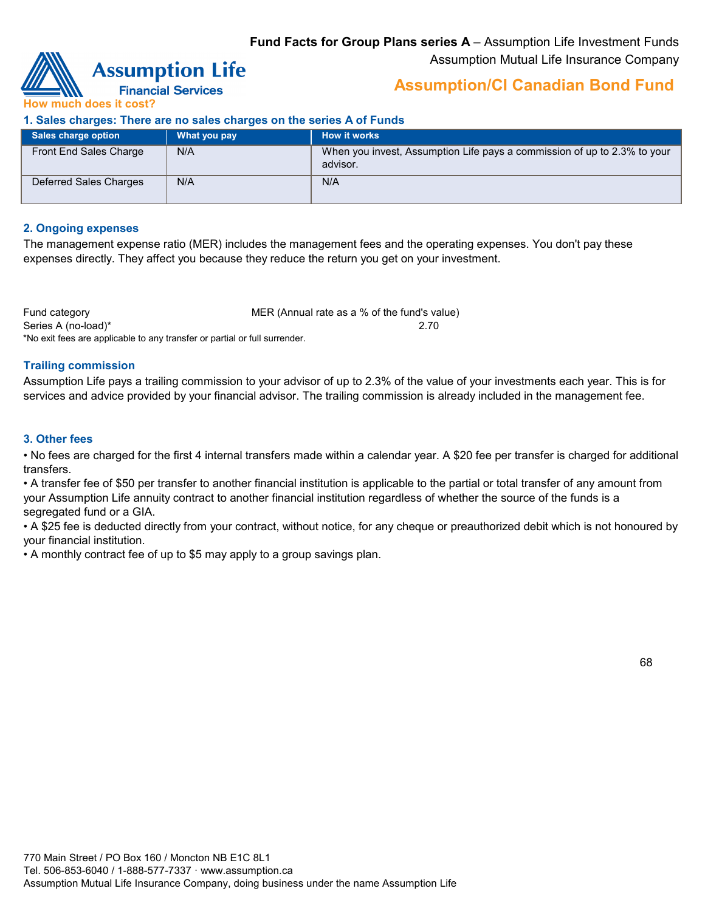## How much does it cost?

### 1. Sales charges: There are no sales charges on the series A of Funds

| Sales charge option | What you pay | How it works |
|---|---|---|
| Front End Sales Charge | N/A | When you invest, Assumption Life pays a commission of up to 2.3% to your advisor. |
| Deferred Sales Charges | N/A | N/A |

### 2. Ongoing expenses

The management expense ratio (MER) includes the management fees and the operating expenses. You don't pay these expenses directly. They affect you because they reduce the return you get on your investment.

| Fund category | MER (Annual rate as a % of the fund's value) |
|---|---|
| Series A (no-load)* | 2.70 |

*No exit fees are applicable to any transfer or partial or full surrender.

### Trailing commission

Assumption Life pays a trailing commission to your advisor of up to 2.3% of the value of your investments each year. This is for services and advice provided by your financial advisor. The trailing commission is already included in the management fee.

### 3. Other fees

- No fees are charged for the first 4 internal transfers made within a calendar year. A $20 fee per transfer is charged for additional transfers.
- A transfer fee of $50 per transfer to another financial institution is applicable to the partial or total transfer of any amount from your Assumption Life annuity contract to another financial institution regardless of whether the source of the funds is a segregated fund or a GIA.
- A $25 fee is deducted directly from your contract, without notice, for any cheque or preauthorized debit which is not honoured by your financial institution.
- A monthly contract fee of up to $5 may apply to a group savings plan.

770 Main Street / PO Box 160 / Moncton NB E1C 8L1
Tel. 506-853-6040 / 1-888-577-7337 · www.assumption.ca
Assumption Mutual Life Insurance Company, doing business under the name Assumption Life